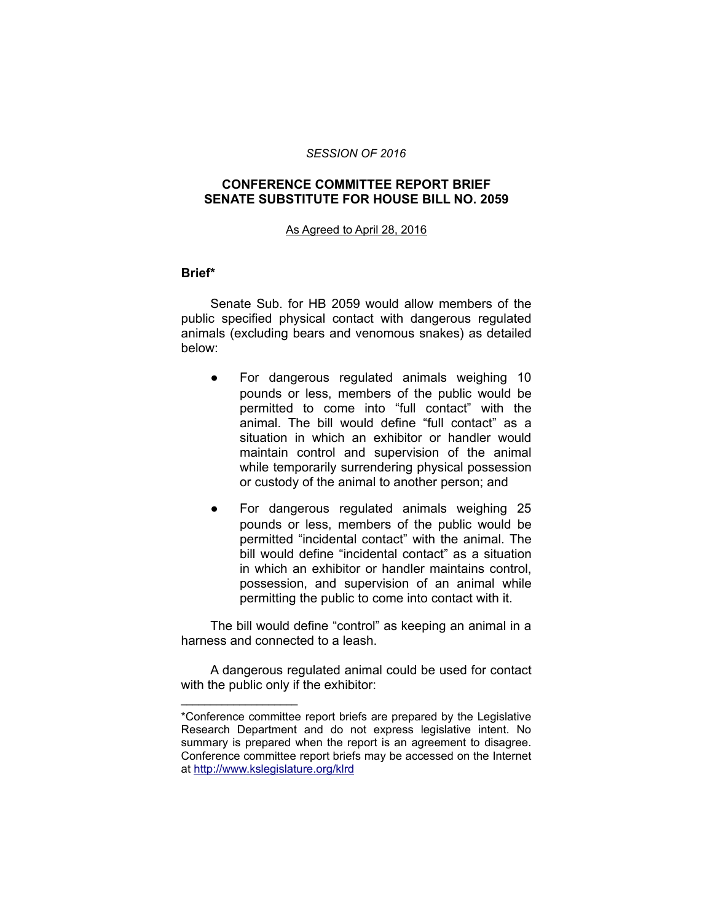*SESSION OF 2016*

## CONFERENCE COMMITTEE REPORT BRIEF
## SENATE SUBSTITUTE FOR HOUSE BILL NO. 2059

As Agreed to April 28, 2016

**Brief***

Senate Sub. for HB 2059 would allow members of the public specified physical contact with dangerous regulated animals (excluding bears and venomous snakes) as detailed below:

- For dangerous regulated animals weighing 10 pounds or less, members of the public would be permitted to come into "full contact" with the animal. The bill would define "full contact" as a situation in which an exhibitor or handler would maintain control and supervision of the animal while temporarily surrendering physical possession or custody of the animal to another person; and
- For dangerous regulated animals weighing 25 pounds or less, members of the public would be permitted "incidental contact" with the animal. The bill would define "incidental contact" as a situation in which an exhibitor or handler maintains control, possession, and supervision of an animal while permitting the public to come into contact with it.

The bill would define "control" as keeping an animal in a harness and connected to a leash.

A dangerous regulated animal could be used for contact with the public only if the exhibitor:

---

*Conference committee report briefs are prepared by the Legislative Research Department and do not express legislative intent. No summary is prepared when the report is an agreement to disagree. Conference committee report briefs may be accessed on the Internet at http://www.kslegislature.org/klrd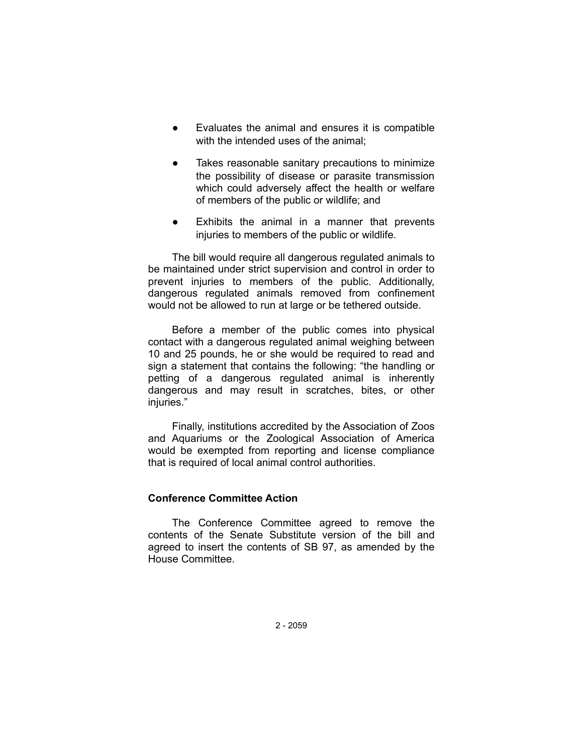- Evaluates the animal and ensures it is compatible with the intended uses of the animal;
- Takes reasonable sanitary precautions to minimize the possibility of disease or parasite transmission which could adversely affect the health or welfare of members of the public or wildlife; and
- Exhibits the animal in a manner that prevents injuries to members of the public or wildlife.

The bill would require all dangerous regulated animals to be maintained under strict supervision and control in order to prevent injuries to members of the public. Additionally, dangerous regulated animals removed from confinement would not be allowed to run at large or be tethered outside.

Before a member of the public comes into physical contact with a dangerous regulated animal weighing between 10 and 25 pounds, he or she would be required to read and sign a statement that contains the following: "the handling or petting of a dangerous regulated animal is inherently dangerous and may result in scratches, bites, or other injuries."

Finally, institutions accredited by the Association of Zoos and Aquariums or the Zoological Association of America would be exempted from reporting and license compliance that is required of local animal control authorities.

### Conference Committee Action

The Conference Committee agreed to remove the contents of the Senate Substitute version of the bill and agreed to insert the contents of SB 97, as amended by the House Committee.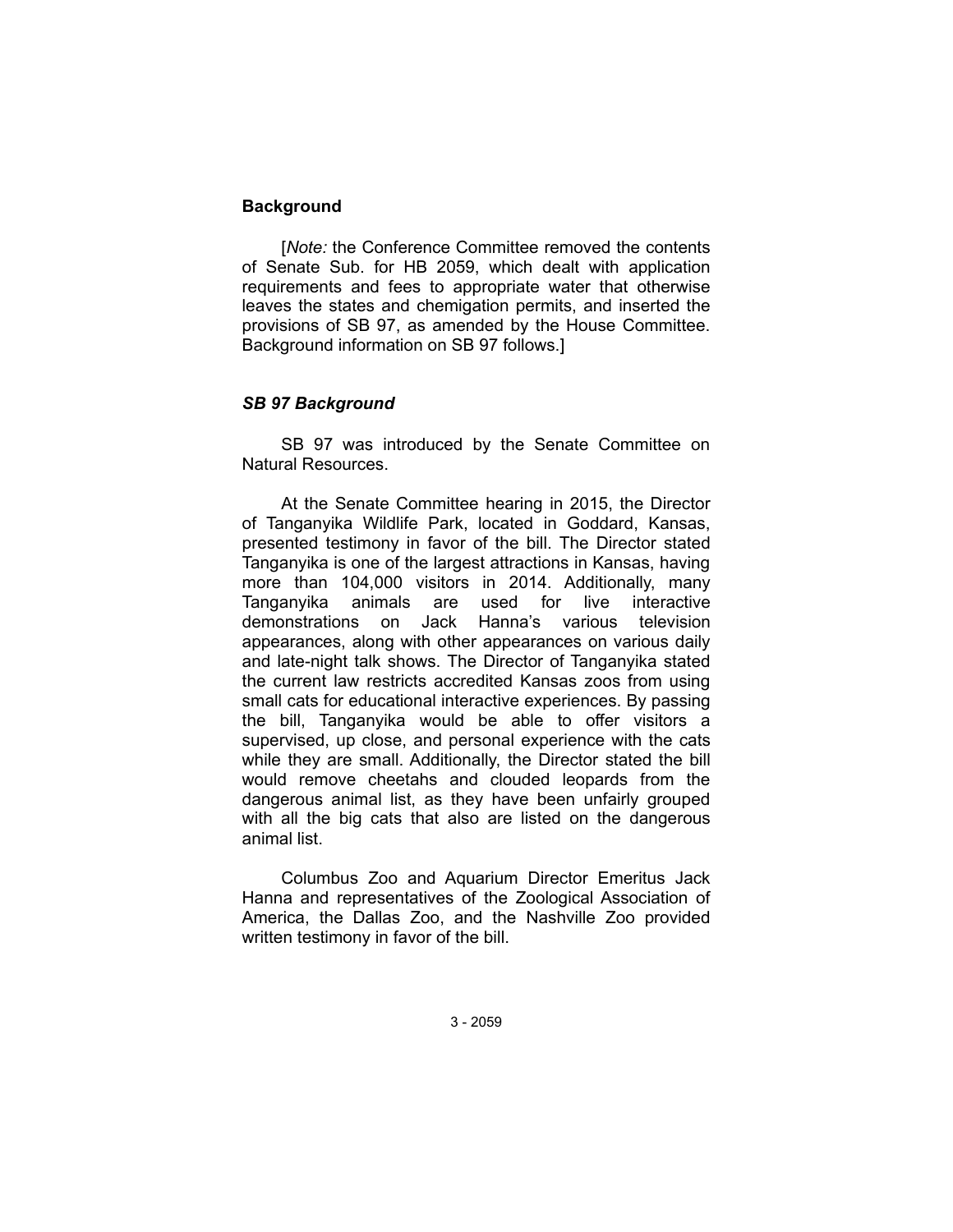## Background

[*Note:* the Conference Committee removed the contents of Senate Sub. for HB 2059, which dealt with application requirements and fees to appropriate water that otherwise leaves the states and chemigation permits, and inserted the provisions of SB 97, as amended by the House Committee. Background information on SB 97 follows.]

### *SB 97 Background*

SB 97 was introduced by the Senate Committee on Natural Resources.

At the Senate Committee hearing in 2015, the Director of Tanganyika Wildlife Park, located in Goddard, Kansas, presented testimony in favor of the bill. The Director stated Tanganyika is one of the largest attractions in Kansas, having more than 104,000 visitors in 2014. Additionally, many Tanganyika animals are used for live interactive demonstrations on Jack Hanna's various television appearances, along with other appearances on various daily and late-night talk shows. The Director of Tanganyika stated the current law restricts accredited Kansas zoos from using small cats for educational interactive experiences. By passing the bill, Tanganyika would be able to offer visitors a supervised, up close, and personal experience with the cats while they are small. Additionally, the Director stated the bill would remove cheetahs and clouded leopards from the dangerous animal list, as they have been unfairly grouped with all the big cats that also are listed on the dangerous animal list.

Columbus Zoo and Aquarium Director Emeritus Jack Hanna and representatives of the Zoological Association of America, the Dallas Zoo, and the Nashville Zoo provided written testimony in favor of the bill.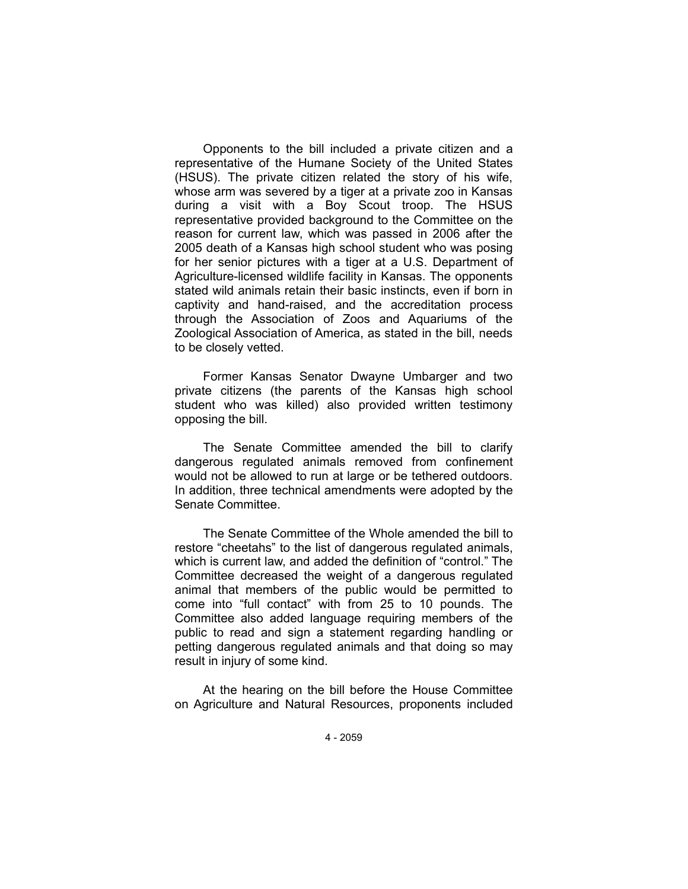Opponents to the bill included a private citizen and a representative of the Humane Society of the United States (HSUS). The private citizen related the story of his wife, whose arm was severed by a tiger at a private zoo in Kansas during a visit with a Boy Scout troop. The HSUS representative provided background to the Committee on the reason for current law, which was passed in 2006 after the 2005 death of a Kansas high school student who was posing for her senior pictures with a tiger at a U.S. Department of Agriculture-licensed wildlife facility in Kansas. The opponents stated wild animals retain their basic instincts, even if born in captivity and hand-raised, and the accreditation process through the Association of Zoos and Aquariums of the Zoological Association of America, as stated in the bill, needs to be closely vetted.

Former Kansas Senator Dwayne Umbarger and two private citizens (the parents of the Kansas high school student who was killed) also provided written testimony opposing the bill.

The Senate Committee amended the bill to clarify dangerous regulated animals removed from confinement would not be allowed to run at large or be tethered outdoors. In addition, three technical amendments were adopted by the Senate Committee.

The Senate Committee of the Whole amended the bill to restore "cheetahs" to the list of dangerous regulated animals, which is current law, and added the definition of "control." The Committee decreased the weight of a dangerous regulated animal that members of the public would be permitted to come into "full contact" with from 25 to 10 pounds. The Committee also added language requiring members of the public to read and sign a statement regarding handling or petting dangerous regulated animals and that doing so may result in injury of some kind.

At the hearing on the bill before the House Committee on Agriculture and Natural Resources, proponents included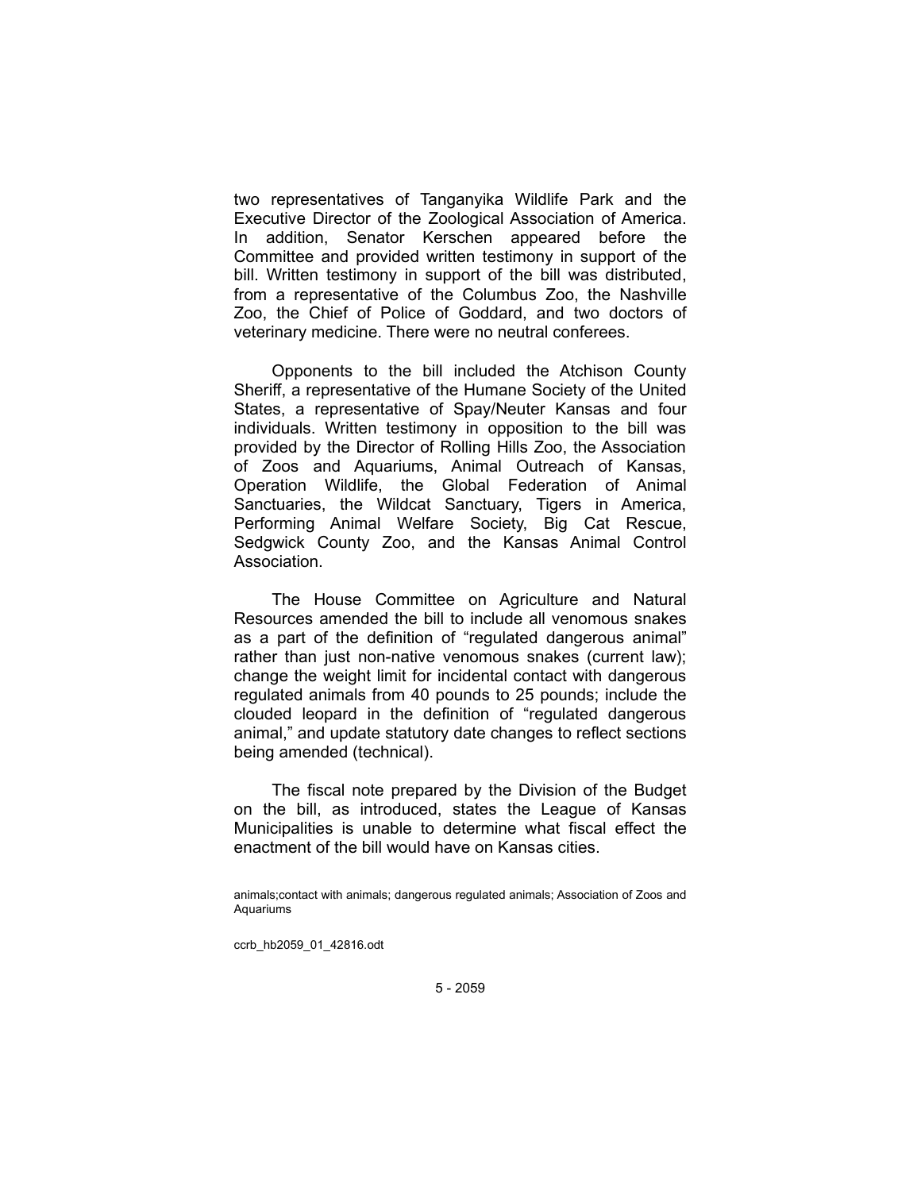two representatives of Tanganyika Wildlife Park and the Executive Director of the Zoological Association of America. In addition, Senator Kerschen appeared before the Committee and provided written testimony in support of the bill. Written testimony in support of the bill was distributed, from a representative of the Columbus Zoo, the Nashville Zoo, the Chief of Police of Goddard, and two doctors of veterinary medicine. There were no neutral conferees.

Opponents to the bill included the Atchison County Sheriff, a representative of the Humane Society of the United States, a representative of Spay/Neuter Kansas and four individuals. Written testimony in opposition to the bill was provided by the Director of Rolling Hills Zoo, the Association of Zoos and Aquariums, Animal Outreach of Kansas, Operation Wildlife, the Global Federation of Animal Sanctuaries, the Wildcat Sanctuary, Tigers in America, Performing Animal Welfare Society, Big Cat Rescue, Sedgwick County Zoo, and the Kansas Animal Control Association.

The House Committee on Agriculture and Natural Resources amended the bill to include all venomous snakes as a part of the definition of "regulated dangerous animal" rather than just non-native venomous snakes (current law); change the weight limit for incidental contact with dangerous regulated animals from 40 pounds to 25 pounds; include the clouded leopard in the definition of "regulated dangerous animal," and update statutory date changes to reflect sections being amended (technical).

The fiscal note prepared by the Division of the Budget on the bill, as introduced, states the League of Kansas Municipalities is unable to determine what fiscal effect the enactment of the bill would have on Kansas cities.

animals;contact with animals; dangerous regulated animals; Association of Zoos and Aquariums

ccrb_hb2059_01_42816.odt